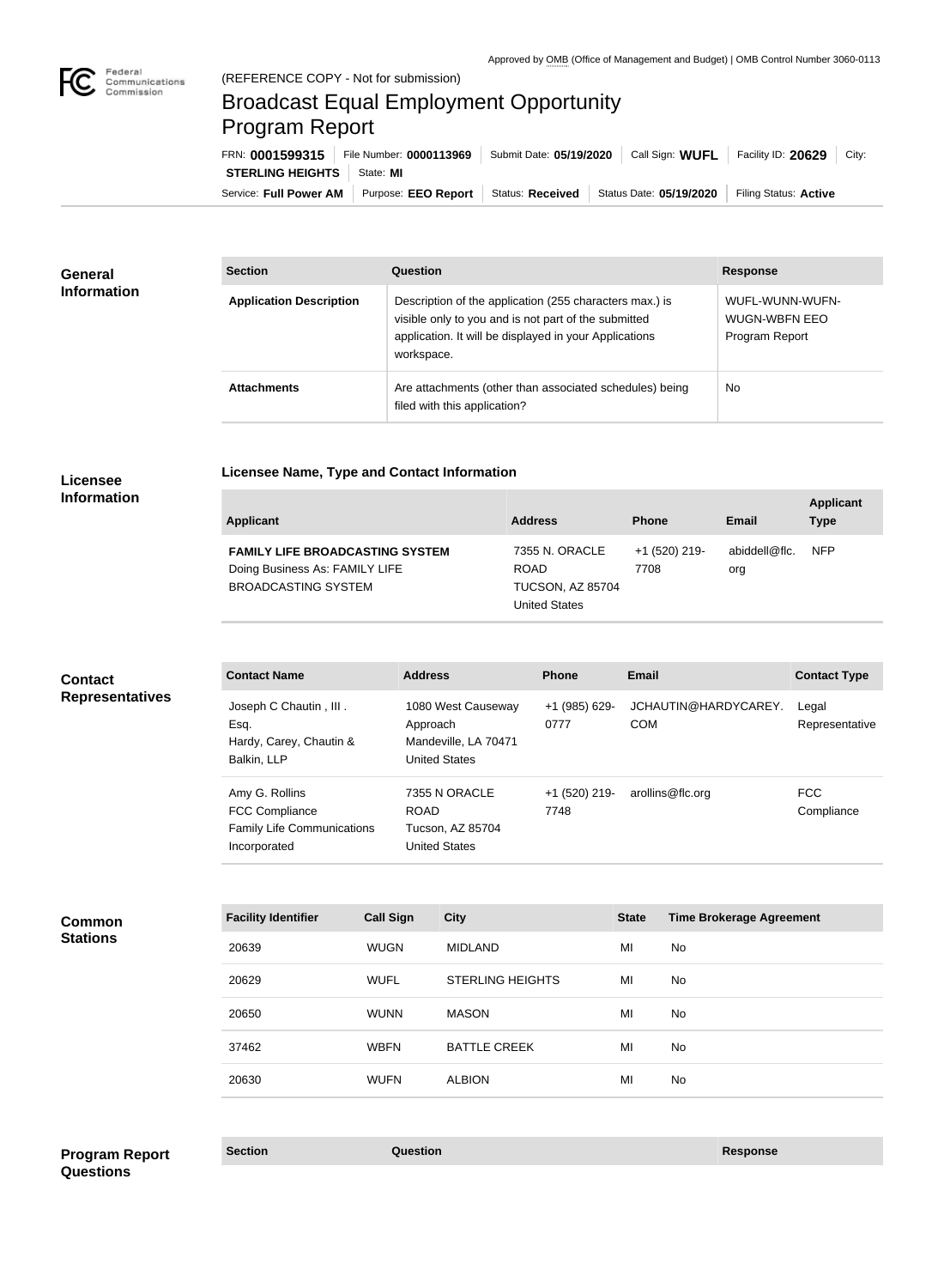Approved by OMB (Office of Management and Budget) | OMB Control Number 3060-0113

(REFERENCE COPY - Not for submission)

# Broadcast Equal Employment Opportunity Program Report

FRN: **0001599315** | File Number: **0000113969** | Submit Date: **05/19/2020** | Call Sign: **WUFL** | Facility ID: **20629** | City: **STERLING HEIGHTS** | State: **MI**

Service: **Full Power AM** | Purpose: **EEO Report** | Status: **Received** | Status Date: **05/19/2020** | Filing Status: **Active**

## General Information

| Section | Question | Response |
|---|---|---|
| **Application Description** | Description of the application (255 characters max.) is visible only to you and is not part of the submitted application. It will be displayed in your Applications workspace. | WUFL-WUNN-WUFN-WUGN-WBFN EEO Program Report |
| **Attachments** | Are attachments (other than associated schedules) being filed with this application? | No |

## Licensee Information

### Licensee Name, Type and Contact Information

| Applicant | Address | Phone | Email | Applicant Type |
|---|---|---|---|---|
| **FAMILY LIFE BROADCASTING SYSTEM** Doing Business As: FAMILY LIFE BROADCASTING SYSTEM | 7355 N. ORACLE ROAD TUCSON, AZ 85704 United States | +1 (520) 219-7708 | abiddell@flc.org | NFP |

## Contact Representatives

| Contact Name | Address | Phone | Email | Contact Type |
|---|---|---|---|---|
| Joseph C Chautin , III . Esq. Hardy, Carey, Chautin & Balkin, LLP | 1080 West Causeway Approach Mandeville, LA 70471 United States | +1 (985) 629-0777 | JCHAUTIN@HARDYCAREY.COM | Legal Representative |
| Amy G. Rollins FCC Compliance Family Life Communications Incorporated | 7355 N ORACLE ROAD Tucson, AZ 85704 United States | +1 (520) 219-7748 | arollins@flc.org | FCC Compliance |

## Common Stations

| Facility Identifier | Call Sign | City | State | Time Brokerage Agreement |
|---|---|---|---|---|
| 20639 | WUGN | MIDLAND | MI | No |
| 20629 | WUFL | STERLING HEIGHTS | MI | No |
| 20650 | WUNN | MASON | MI | No |
| 37462 | WBFN | BATTLE CREEK | MI | No |
| 20630 | WUFN | ALBION | MI | No |

## Program Report Questions

| Section | Question | Response |
|---|---|---|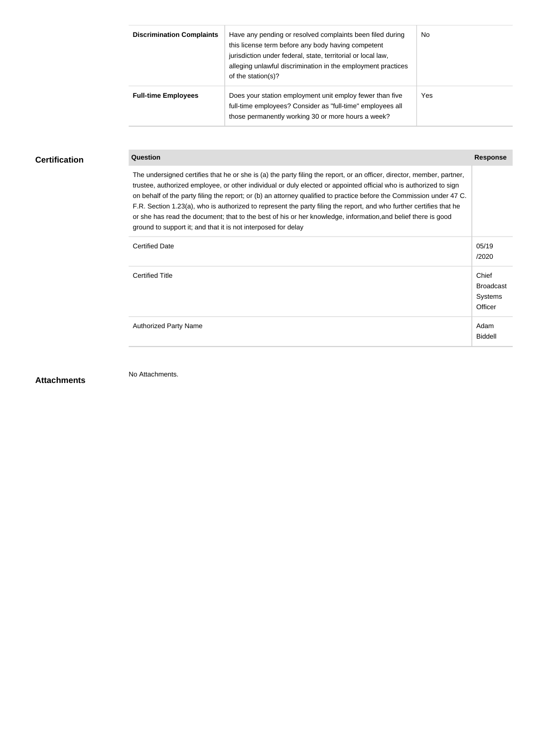| | | |
|---|---|---|
| **Discrimination Complaints** | Have any pending or resolved complaints been filed during this license term before any body having competent jurisdiction under federal, state, territorial or local law, alleging unlawful discrimination in the employment practices of the station(s)? | No |
| **Full-time Employees** | Does your station employment unit employ fewer than five full-time employees? Consider as "full-time" employees all those permanently working 30 or more hours a week? | Yes |

## Certification

| Question | Response |
|---|---|
| The undersigned certifies that he or she is (a) the party filing the report, or an officer, director, member, partner, trustee, authorized employee, or other individual or duly elected or appointed official who is authorized to sign on behalf of the party filing the report; or (b) an attorney qualified to practice before the Commission under 47 C.F.R. Section 1.23(a), who is authorized to represent the party filing the report, and who further certifies that he or she has read the document; that to the best of his or her knowledge, information,and belief there is good ground to support it; and that it is not interposed for delay | |
| Certified Date | 05/19/2020 |
| Certified Title | Chief Broadcast Systems Officer |
| Authorized Party Name | Adam Biddell |

## Attachments

No Attachments.